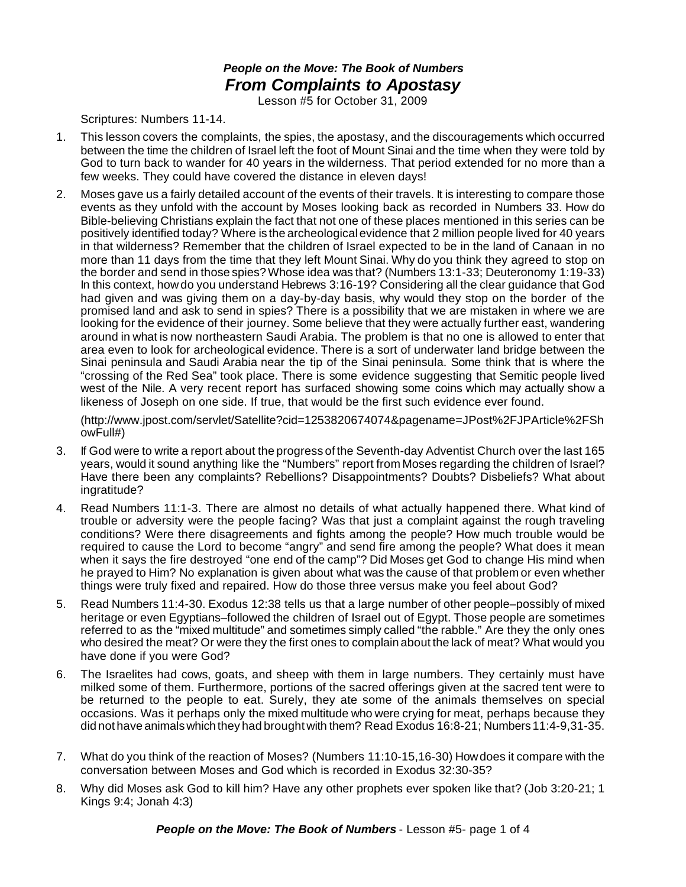***People on the Move: The Book of Numbers***
# ***From Complaints to Apostasy***

Lesson #5 for October 31, 2009

Scriptures: Numbers 11-14.

1. This lesson covers the complaints, the spies, the apostasy, and the discouragements which occurred between the time the children of Israel left the foot of Mount Sinai and the time when they were told by God to turn back to wander for 40 years in the wilderness. That period extended for no more than a few weeks. They could have covered the distance in eleven days!

2. Moses gave us a fairly detailed account of the events of their travels. It is interesting to compare those events as they unfold with the account by Moses looking back as recorded in Numbers 33. How do Bible-believing Christians explain the fact that not one of these places mentioned in this series can be positively identified today? Where is the archeological evidence that 2 million people lived for 40 years in that wilderness? Remember that the children of Israel expected to be in the land of Canaan in no more than 11 days from the time that they left Mount Sinai. Why do you think they agreed to stop on the border and send in those spies? Whose idea was that? (Numbers 13:1-33; Deuteronomy 1:19-33) In this context, how do you understand Hebrews 3:16-19? Considering all the clear guidance that God had given and was giving them on a day-by-day basis, why would they stop on the border of the promised land and ask to send in spies? There is a possibility that we are mistaken in where we are looking for the evidence of their journey. Some believe that they were actually further east, wandering around in what is now northeastern Saudi Arabia. The problem is that no one is allowed to enter that area even to look for archeological evidence. There is a sort of underwater land bridge between the Sinai peninsula and Saudi Arabia near the tip of the Sinai peninsula. Some think that is where the "crossing of the Red Sea" took place. There is some evidence suggesting that Semitic people lived west of the Nile. A very recent report has surfaced showing some coins which may actually show a likeness of Joseph on one side. If true, that would be the first such evidence ever found.

   (http://www.jpost.com/servlet/Satellite?cid=1253820674074&pagename=JPost%2FJPArticle%2FShowFull#)

3. If God were to write a report about the progress of the Seventh-day Adventist Church over the last 165 years, would it sound anything like the "Numbers" report from Moses regarding the children of Israel? Have there been any complaints? Rebellions? Disappointments? Doubts? Disbeliefs? What about ingratitude?

4. Read Numbers 11:1-3. There are almost no details of what actually happened there. What kind of trouble or adversity were the people facing? Was that just a complaint against the rough traveling conditions? Were there disagreements and fights among the people? How much trouble would be required to cause the Lord to become "angry" and send fire among the people? What does it mean when it says the fire destroyed "one end of the camp"? Did Moses get God to change His mind when he prayed to Him? No explanation is given about what was the cause of that problem or even whether things were truly fixed and repaired. How do those three versus make you feel about God?

5. Read Numbers 11:4-30. Exodus 12:38 tells us that a large number of other people–possibly of mixed heritage or even Egyptians–followed the children of Israel out of Egypt. Those people are sometimes referred to as the "mixed multitude" and sometimes simply called "the rabble." Are they the only ones who desired the meat? Or were they the first ones to complain about the lack of meat? What would you have done if you were God?

6. The Israelites had cows, goats, and sheep with them in large numbers. They certainly must have milked some of them. Furthermore, portions of the sacred offerings given at the sacred tent were to be returned to the people to eat. Surely, they ate some of the animals themselves on special occasions. Was it perhaps only the mixed multitude who were crying for meat, perhaps because they did not have animals which they had brought with them? Read Exodus 16:8-21; Numbers 11:4-9,31-35.

7. What do you think of the reaction of Moses? (Numbers 11:10-15,16-30) How does it compare with the conversation between Moses and God which is recorded in Exodus 32:30-35?

8. Why did Moses ask God to kill him? Have any other prophets ever spoken like that? (Job 3:20-21; 1 Kings 9:4; Jonah 4:3)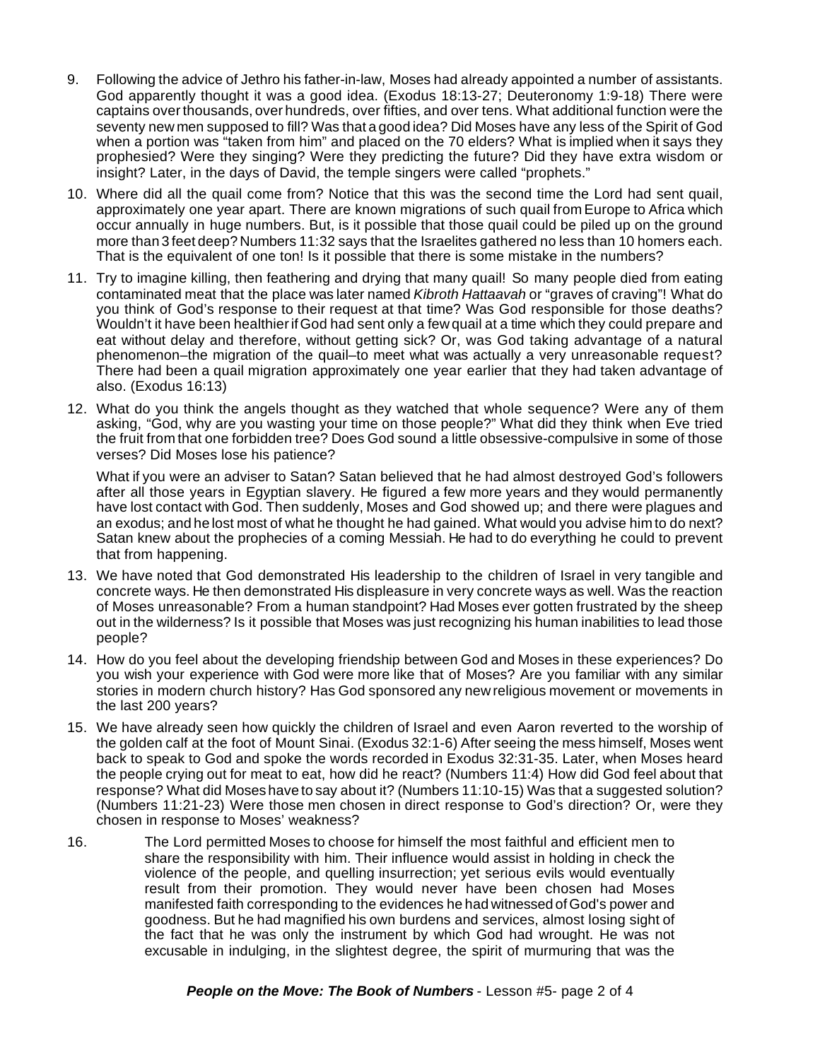9. Following the advice of Jethro his father-in-law, Moses had already appointed a number of assistants. God apparently thought it was a good idea. (Exodus 18:13-27; Deuteronomy 1:9-18) There were captains over thousands, over hundreds, over fifties, and over tens. What additional function were the seventy new men supposed to fill? Was that a good idea? Did Moses have any less of the Spirit of God when a portion was "taken from him" and placed on the 70 elders? What is implied when it says they prophesied? Were they singing? Were they predicting the future? Did they have extra wisdom or insight? Later, in the days of David, the temple singers were called "prophets."

10. Where did all the quail come from? Notice that this was the second time the Lord had sent quail, approximately one year apart. There are known migrations of such quail from Europe to Africa which occur annually in huge numbers. But, is it possible that those quail could be piled up on the ground more than 3 feet deep? Numbers 11:32 says that the Israelites gathered no less than 10 homers each. That is the equivalent of one ton! Is it possible that there is some mistake in the numbers?

11. Try to imagine killing, then feathering and drying that many quail! So many people died from eating contaminated meat that the place was later named *Kibroth Hattaavah* or "graves of craving"! What do you think of God's response to their request at that time? Was God responsible for those deaths? Wouldn't it have been healthier if God had sent only a few quail at a time which they could prepare and eat without delay and therefore, without getting sick? Or, was God taking advantage of a natural phenomenon–the migration of the quail–to meet what was actually a very unreasonable request? There had been a quail migration approximately one year earlier that they had taken advantage of also. (Exodus 16:13)

12. What do you think the angels thought as they watched that whole sequence? Were any of them asking, "God, why are you wasting your time on those people?" What did they think when Eve tried the fruit from that one forbidden tree? Does God sound a little obsessive-compulsive in some of those verses? Did Moses lose his patience?

    What if you were an adviser to Satan? Satan believed that he had almost destroyed God's followers after all those years in Egyptian slavery. He figured a few more years and they would permanently have lost contact with God. Then suddenly, Moses and God showed up; and there were plagues and an exodus; and he lost most of what he thought he had gained. What would you advise him to do next? Satan knew about the prophecies of a coming Messiah. He had to do everything he could to prevent that from happening.

13. We have noted that God demonstrated His leadership to the children of Israel in very tangible and concrete ways. He then demonstrated His displeasure in very concrete ways as well. Was the reaction of Moses unreasonable? From a human standpoint? Had Moses ever gotten frustrated by the sheep out in the wilderness? Is it possible that Moses was just recognizing his human inabilities to lead those people?

14. How do you feel about the developing friendship between God and Moses in these experiences? Do you wish your experience with God were more like that of Moses? Are you familiar with any similar stories in modern church history? Has God sponsored any new religious movement or movements in the last 200 years?

15. We have already seen how quickly the children of Israel and even Aaron reverted to the worship of the golden calf at the foot of Mount Sinai. (Exodus 32:1-6) After seeing the mess himself, Moses went back to speak to God and spoke the words recorded in Exodus 32:31-35. Later, when Moses heard the people crying out for meat to eat, how did he react? (Numbers 11:4) How did God feel about that response? What did Moses have to say about it? (Numbers 11:10-15) Was that a suggested solution? (Numbers 11:21-23) Were those men chosen in direct response to God's direction? Or, were they chosen in response to Moses' weakness?

16. The Lord permitted Moses to choose for himself the most faithful and efficient men to share the responsibility with him. Their influence would assist in holding in check the violence of the people, and quelling insurrection; yet serious evils would eventually result from their promotion. They would never have been chosen had Moses manifested faith corresponding to the evidences he had witnessed of God's power and goodness. But he had magnified his own burdens and services, almost losing sight of the fact that he was only the instrument by which God had wrought. He was not excusable in indulging, in the slightest degree, the spirit of murmuring that was the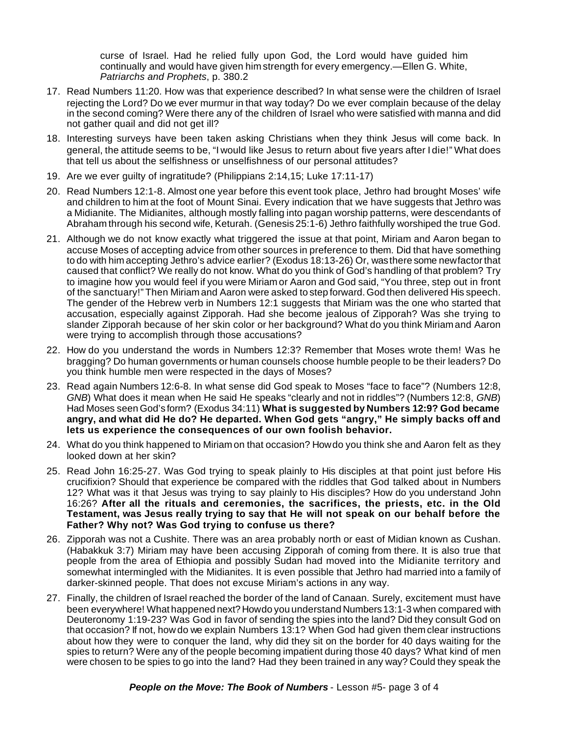curse of Israel. Had he relied fully upon God, the Lord would have guided him continually and would have given him strength for every emergency.—Ellen G. White, *Patriarchs and Prophets*, p. 380.2

17. Read Numbers 11:20. How was that experience described? In what sense were the children of Israel rejecting the Lord? Do we ever murmur in that way today? Do we ever complain because of the delay in the second coming? Were there any of the children of Israel who were satisfied with manna and did not gather quail and did not get ill?

18. Interesting surveys have been taken asking Christians when they think Jesus will come back. In general, the attitude seems to be, "I would like Jesus to return about five years after I die!" What does that tell us about the selfishness or unselfishness of our personal attitudes?

19. Are we ever guilty of ingratitude? (Philippians 2:14,15; Luke 17:11-17)

20. Read Numbers 12:1-8. Almost one year before this event took place, Jethro had brought Moses' wife and children to him at the foot of Mount Sinai. Every indication that we have suggests that Jethro was a Midianite. The Midianites, although mostly falling into pagan worship patterns, were descendants of Abraham through his second wife, Keturah. (Genesis 25:1-6) Jethro faithfully worshiped the true God.

21. Although we do not know exactly what triggered the issue at that point, Miriam and Aaron began to accuse Moses of accepting advice from other sources in preference to them. Did that have something to do with him accepting Jethro's advice earlier? (Exodus 18:13-26) Or, was there some new factor that caused that conflict? We really do not know. What do you think of God's handling of that problem? Try to imagine how you would feel if you were Miriam or Aaron and God said, "You three, step out in front of the sanctuary!" Then Miriam and Aaron were asked to step forward. God then delivered His speech. The gender of the Hebrew verb in Numbers 12:1 suggests that Miriam was the one who started that accusation, especially against Zipporah. Had she become jealous of Zipporah? Was she trying to slander Zipporah because of her skin color or her background? What do you think Miriam and Aaron were trying to accomplish through those accusations?

22. How do you understand the words in Numbers 12:3? Remember that Moses wrote them! Was he bragging? Do human governments or human counsels choose humble people to be their leaders? Do you think humble men were respected in the days of Moses?

23. Read again Numbers 12:6-8. In what sense did God speak to Moses "face to face"? (Numbers 12:8, *GNB*) What does it mean when He said He speaks "clearly and not in riddles"? (Numbers 12:8, *GNB*) Had Moses seen God's form? (Exodus 34:11) **What is suggested by Numbers 12:9? God became angry, and what did He do? He departed. When God gets "angry," He simply backs off and lets us experience the consequences of our own foolish behavior.**

24. What do you think happened to Miriam on that occasion? How do you think she and Aaron felt as they looked down at her skin?

25. Read John 16:25-27. Was God trying to speak plainly to His disciples at that point just before His crucifixion? Should that experience be compared with the riddles that God talked about in Numbers 12? What was it that Jesus was trying to say plainly to His disciples? How do you understand John 16:26? **After all the rituals and ceremonies, the sacrifices, the priests, etc. in the Old Testament, was Jesus really trying to say that He will not speak on our behalf before the Father? Why not? Was God trying to confuse us there?**

26. Zipporah was not a Cushite. There was an area probably north or east of Midian known as Cushan. (Habakkuk 3:7) Miriam may have been accusing Zipporah of coming from there. It is also true that people from the area of Ethiopia and possibly Sudan had moved into the Midianite territory and somewhat intermingled with the Midianites. It is even possible that Jethro had married into a family of darker-skinned people. That does not excuse Miriam's actions in any way.

27. Finally, the children of Israel reached the border of the land of Canaan. Surely, excitement must have been everywhere! What happened next? How do you understand Numbers 13:1-3 when compared with Deuteronomy 1:19-23? Was God in favor of sending the spies into the land? Did they consult God on that occasion? If not, how do we explain Numbers 13:1? When God had given them clear instructions about how they were to conquer the land, why did they sit on the border for 40 days waiting for the spies to return? Were any of the people becoming impatient during those 40 days? What kind of men were chosen to be spies to go into the land? Had they been trained in any way? Could they speak the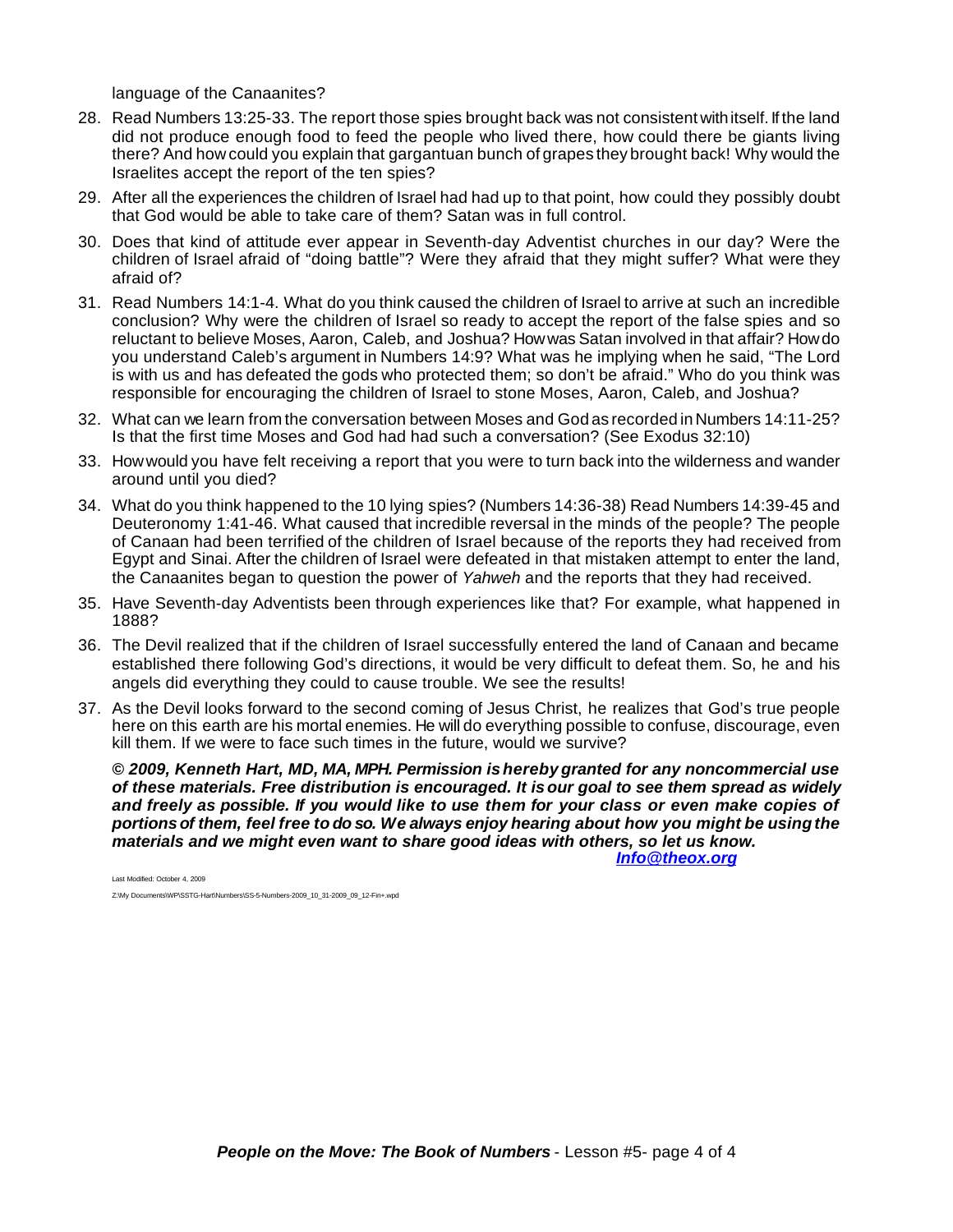language of the Canaanites?

28. Read Numbers 13:25-33. The report those spies brought back was not consistent with itself. If the land did not produce enough food to feed the people who lived there, how could there be giants living there? And how could you explain that gargantuan bunch of grapes they brought back! Why would the Israelites accept the report of the ten spies?
29. After all the experiences the children of Israel had had up to that point, how could they possibly doubt that God would be able to take care of them? Satan was in full control.
30. Does that kind of attitude ever appear in Seventh-day Adventist churches in our day? Were the children of Israel afraid of "doing battle"? Were they afraid that they might suffer? What were they afraid of?
31. Read Numbers 14:1-4. What do you think caused the children of Israel to arrive at such an incredible conclusion? Why were the children of Israel so ready to accept the report of the false spies and so reluctant to believe Moses, Aaron, Caleb, and Joshua? How was Satan involved in that affair? How do you understand Caleb's argument in Numbers 14:9? What was he implying when he said, "The Lord is with us and has defeated the gods who protected them; so don't be afraid." Who do you think was responsible for encouraging the children of Israel to stone Moses, Aaron, Caleb, and Joshua?
32. What can we learn from the conversation between Moses and God as recorded in Numbers 14:11-25? Is that the first time Moses and God had had such a conversation? (See Exodus 32:10)
33. How would you have felt receiving a report that you were to turn back into the wilderness and wander around until you died?
34. What do you think happened to the 10 lying spies? (Numbers 14:36-38) Read Numbers 14:39-45 and Deuteronomy 1:41-46. What caused that incredible reversal in the minds of the people? The people of Canaan had been terrified of the children of Israel because of the reports they had received from Egypt and Sinai. After the children of Israel were defeated in that mistaken attempt to enter the land, the Canaanites began to question the power of *Yahweh* and the reports that they had received.
35. Have Seventh-day Adventists been through experiences like that? For example, what happened in 1888?
36. The Devil realized that if the children of Israel successfully entered the land of Canaan and became established there following God's directions, it would be very difficult to defeat them. So, he and his angels did everything they could to cause trouble. We see the results!
37. As the Devil looks forward to the second coming of Jesus Christ, he realizes that God's true people here on this earth are his mortal enemies. He will do everything possible to confuse, discourage, even kill them. If we were to face such times in the future, would we survive?

***© 2009, Kenneth Hart, MD, MA, MPH. Permission is hereby granted for any noncommercial use of these materials. Free distribution is encouraged. It is our goal to see them spread as widely and freely as possible. If you would like to use them for your class or even make copies of portions of them, feel free to do so. We always enjoy hearing about how you might be using the materials and we might even want to share good ideas with others, so let us know.***
***Info@theox.org***

Last Modified: October 4, 2009

Z:\My Documents\WP\SSTG-Hart\Numbers\SS-5-Numbers-2009_10_31-2009_09_12-Fin+.wpd